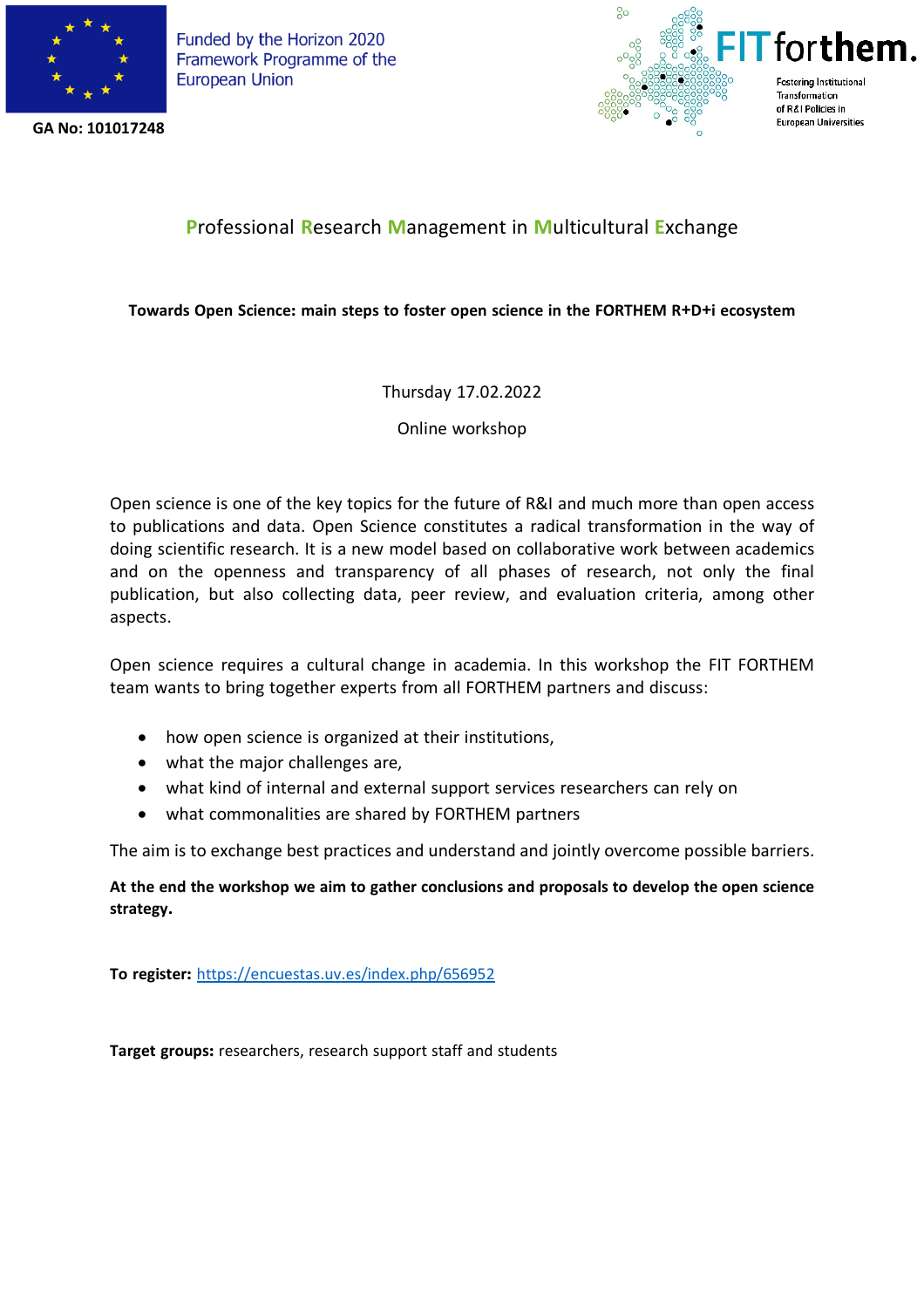Funded by the Horizon 2020 Framework Programme of the European Union

GA No: 101017248

FIT forthem. Fostering Institutional Transformation of R&I Policies in European Universities

# Professional Research Management in Multicultural Exchange

**Towards Open Science: main steps to foster open science in the FORTHEM R+D+i ecosystem**

Thursday 17.02.2022

Online workshop

Open science is one of the key topics for the future of R&I and much more than open access to publications and data. Open Science constitutes a radical transformation in the way of doing scientific research. It is a new model based on collaborative work between academics and on the openness and transparency of all phases of research, not only the final publication, but also collecting data, peer review, and evaluation criteria, among other aspects.

Open science requires a cultural change in academia. In this workshop the FIT FORTHEM team wants to bring together experts from all FORTHEM partners and discuss:

- how open science is organized at their institutions,
- what the major challenges are,
- what kind of internal and external support services researchers can rely on
- what commonalities are shared by FORTHEM partners

The aim is to exchange best practices and understand and jointly overcome possible barriers.

**At the end the workshop we aim to gather conclusions and proposals to develop the open science strategy.**

**To register:** https://encuestas.uv.es/index.php/656952

**Target groups:** researchers, research support staff and students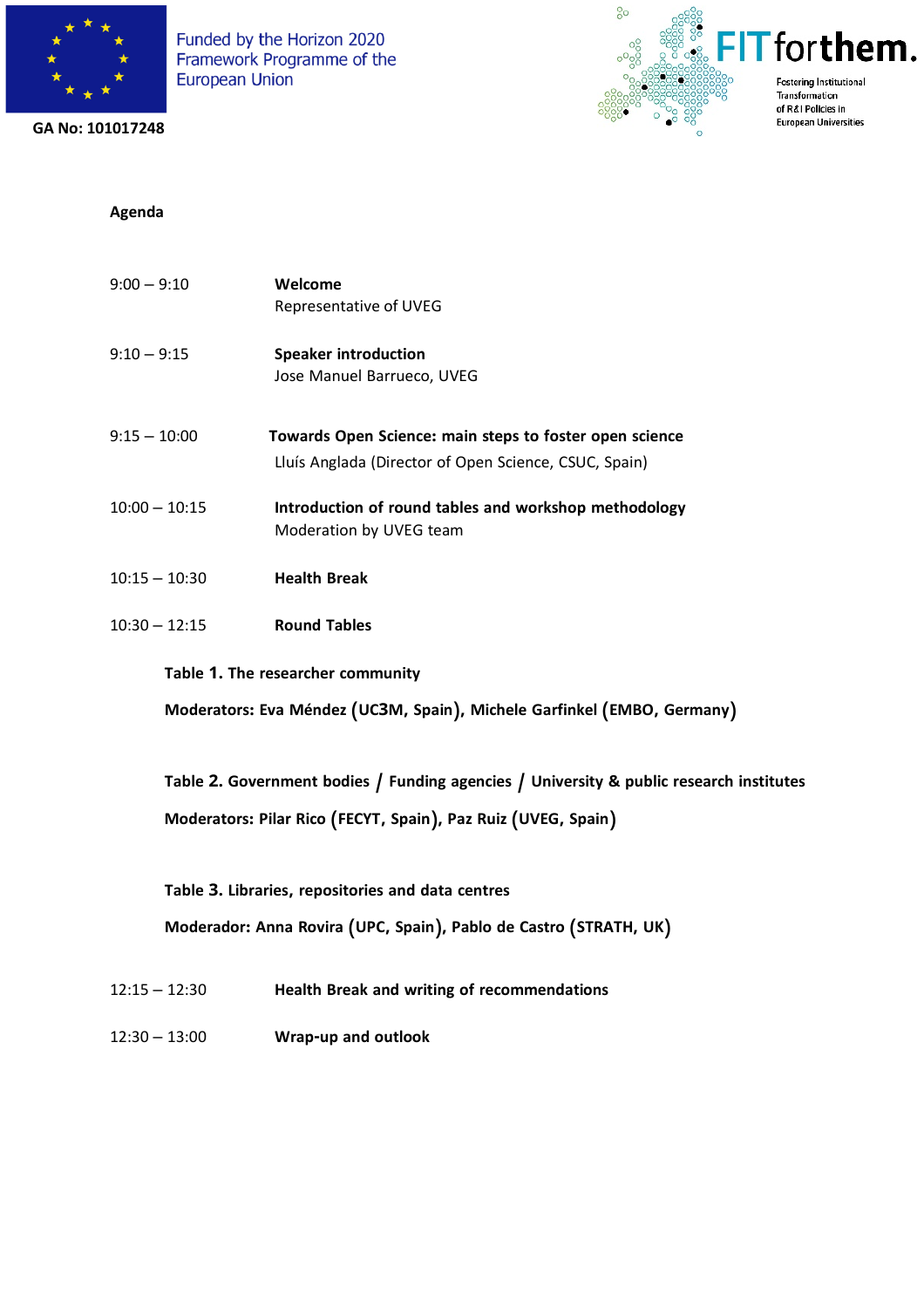## Agenda

| | | |
|---|---|---|
| 9:00 – 9:10 | **Welcome**<br>Representative of UVEG |
| 9:10 – 9:15 | **Speaker introduction**<br>Jose Manuel Barrueco, UVEG |
| 9:15 – 10:00 | **Towards Open Science: main steps to foster open science**<br>Lluís Anglada (Director of Open Science, CSUC, Spain) |
| 10:00 – 10:15 | **Introduction of round tables and workshop methodology**<br>Moderation by UVEG team |
| 10:15 – 10:30 | **Health Break** |
| 10:30 – 12:15 | **Round Tables** |

**Table 1. The researcher community**

**Moderators: Eva Méndez (UC3M, Spain), Michele Garfinkel (EMBO, Germany)**

**Table 2. Government bodies / Funding agencies / University & public research institutes**

**Moderators: Pilar Rico (FECYT, Spain), Paz Ruiz (UVEG, Spain)**

**Table 3. Libraries, repositories and data centres**

**Moderador: Anna Rovira (UPC, Spain), Pablo de Castro (STRATH, UK)**

| | |
|---|---|
| 12:15 – 12:30 | **Health Break and writing of recommendations** |
| 12:30 – 13:00 | **Wrap-up and outlook** |